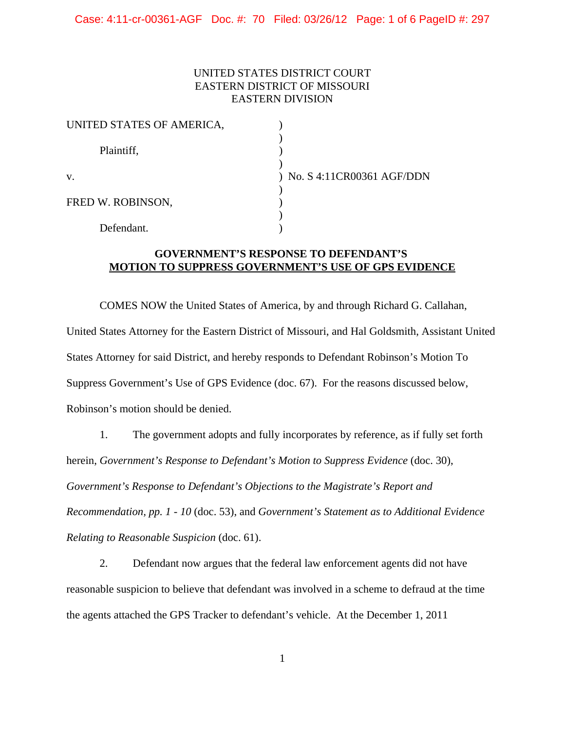UNITED STATES DISTRICT COURT
EASTERN DISTRICT OF MISSOURI
EASTERN DIVISION

| | | |
|---|---|---|
| UNITED STATES OF AMERICA, | ) | |
| Plaintiff, | ) | |
| v. | ) | No. S 4:11CR00361 AGF/DDN |
| FRED W. ROBINSON, | ) | |
| Defendant. | ) | |

**GOVERNMENT'S RESPONSE TO DEFENDANT'S**
**MOTION TO SUPPRESS GOVERNMENT'S USE OF GPS EVIDENCE**

COMES NOW the United States of America, by and through Richard G. Callahan, United States Attorney for the Eastern District of Missouri, and Hal Goldsmith, Assistant United States Attorney for said District, and hereby responds to Defendant Robinson's Motion To Suppress Government's Use of GPS Evidence (doc. 67). For the reasons discussed below, Robinson's motion should be denied.

1. The government adopts and fully incorporates by reference, as if fully set forth herein, *Government's Response to Defendant's Motion to Suppress Evidence* (doc. 30), *Government's Response to Defendant's Objections to the Magistrate's Report and Recommendation, pp. 1 - 10* (doc. 53), and *Government's Statement as to Additional Evidence Relating to Reasonable Suspicion* (doc. 61).

2. Defendant now argues that the federal law enforcement agents did not have reasonable suspicion to believe that defendant was involved in a scheme to defraud at the time the agents attached the GPS Tracker to defendant's vehicle. At the December 1, 2011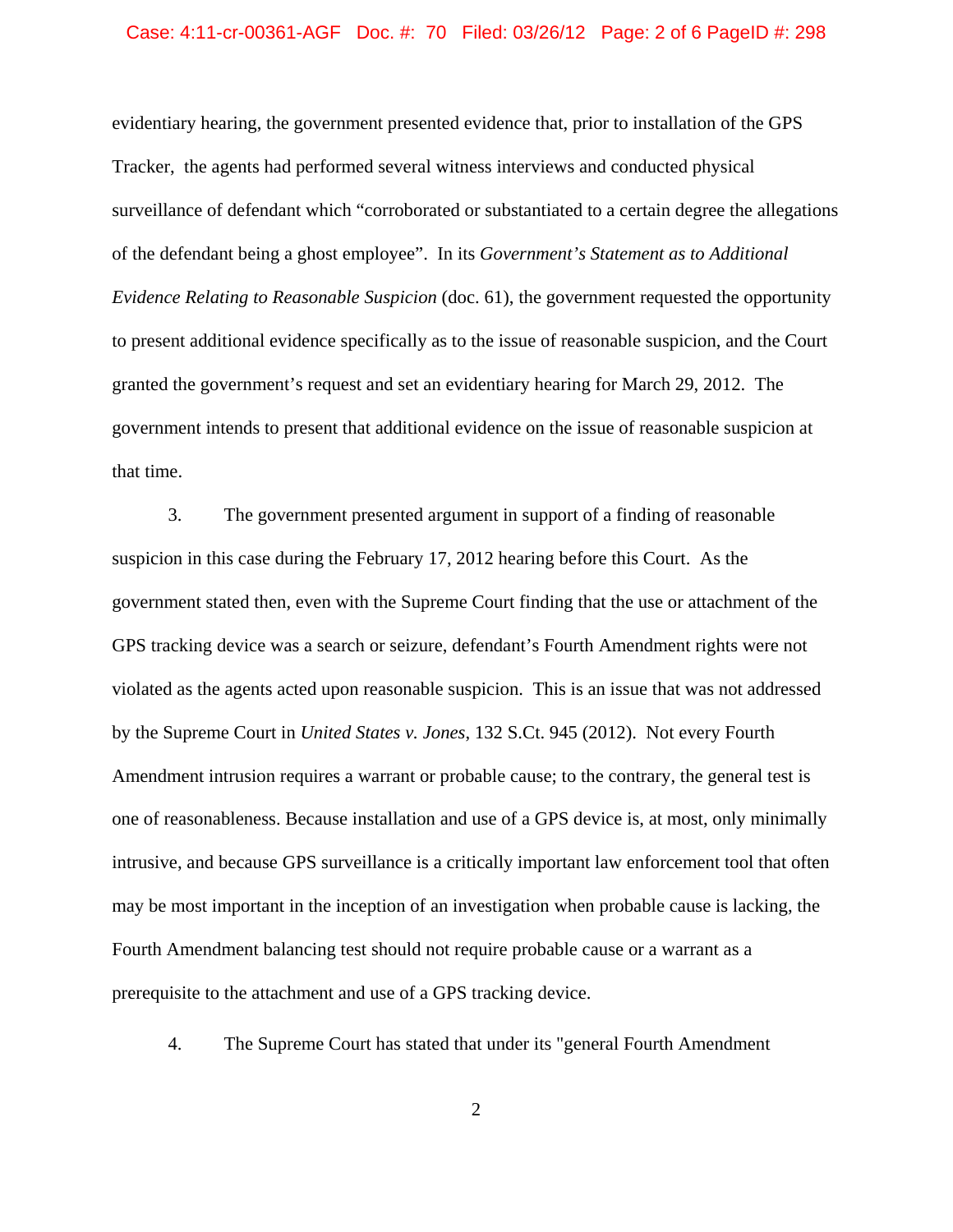evidentiary hearing, the government presented evidence that, prior to installation of the GPS Tracker, the agents had performed several witness interviews and conducted physical surveillance of defendant which "corroborated or substantiated to a certain degree the allegations of the defendant being a ghost employee". In its *Government's Statement as to Additional Evidence Relating to Reasonable Suspicion* (doc. 61), the government requested the opportunity to present additional evidence specifically as to the issue of reasonable suspicion, and the Court granted the government's request and set an evidentiary hearing for March 29, 2012. The government intends to present that additional evidence on the issue of reasonable suspicion at that time.

3. The government presented argument in support of a finding of reasonable suspicion in this case during the February 17, 2012 hearing before this Court. As the government stated then, even with the Supreme Court finding that the use or attachment of the GPS tracking device was a search or seizure, defendant's Fourth Amendment rights were not violated as the agents acted upon reasonable suspicion. This is an issue that was not addressed by the Supreme Court in *United States v. Jones*, 132 S.Ct. 945 (2012). Not every Fourth Amendment intrusion requires a warrant or probable cause; to the contrary, the general test is one of reasonableness. Because installation and use of a GPS device is, at most, only minimally intrusive, and because GPS surveillance is a critically important law enforcement tool that often may be most important in the inception of an investigation when probable cause is lacking, the Fourth Amendment balancing test should not require probable cause or a warrant as a prerequisite to the attachment and use of a GPS tracking device.

4. The Supreme Court has stated that under its "general Fourth Amendment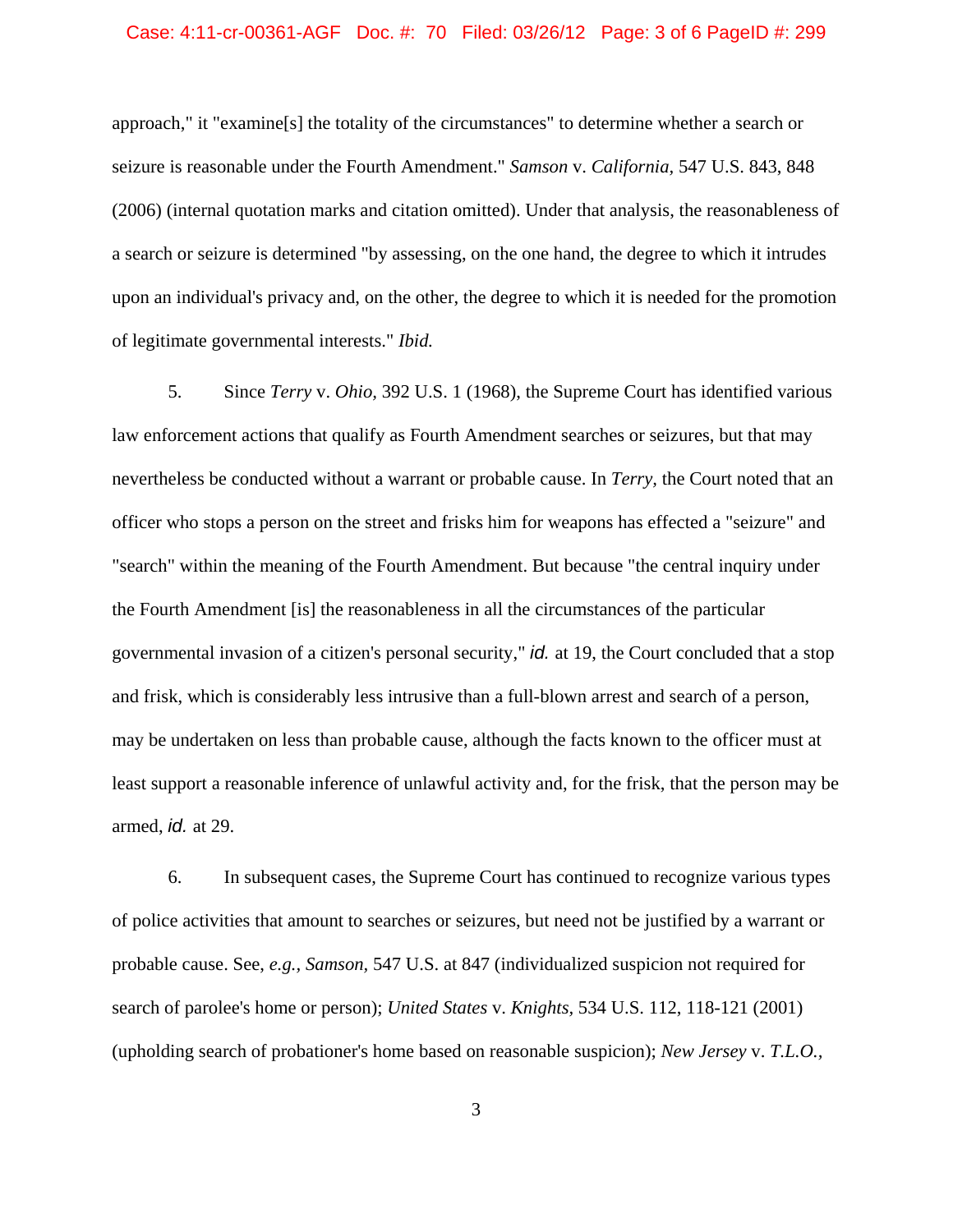approach," it "examine[s] the totality of the circumstances" to determine whether a search or seizure is reasonable under the Fourth Amendment." *Samson* v. *California,* 547 U.S. 843, 848 (2006) (internal quotation marks and citation omitted). Under that analysis, the reasonableness of a search or seizure is determined "by assessing, on the one hand, the degree to which it intrudes upon an individual's privacy and, on the other, the degree to which it is needed for the promotion of legitimate governmental interests." *Ibid.*

5. Since *Terry* v. *Ohio,* 392 U.S. 1 (1968), the Supreme Court has identified various law enforcement actions that qualify as Fourth Amendment searches or seizures, but that may nevertheless be conducted without a warrant or probable cause. In *Terry,* the Court noted that an officer who stops a person on the street and frisks him for weapons has effected a "seizure" and "search" within the meaning of the Fourth Amendment. But because "the central inquiry under the Fourth Amendment [is] the reasonableness in all the circumstances of the particular governmental invasion of a citizen's personal security," *id.* at 19, the Court concluded that a stop and frisk, which is considerably less intrusive than a full-blown arrest and search of a person, may be undertaken on less than probable cause, although the facts known to the officer must at least support a reasonable inference of unlawful activity and, for the frisk, that the person may be armed, *id.* at 29.

6. In subsequent cases, the Supreme Court has continued to recognize various types of police activities that amount to searches or seizures, but need not be justified by a warrant or probable cause. See, *e.g., Samson,* 547 U.S. at 847 (individualized suspicion not required for search of parolee's home or person); *United States* v. *Knights,* 534 U.S. 112, 118-121 (2001) (upholding search of probationer's home based on reasonable suspicion); *New Jersey* v. *T.L.O.,*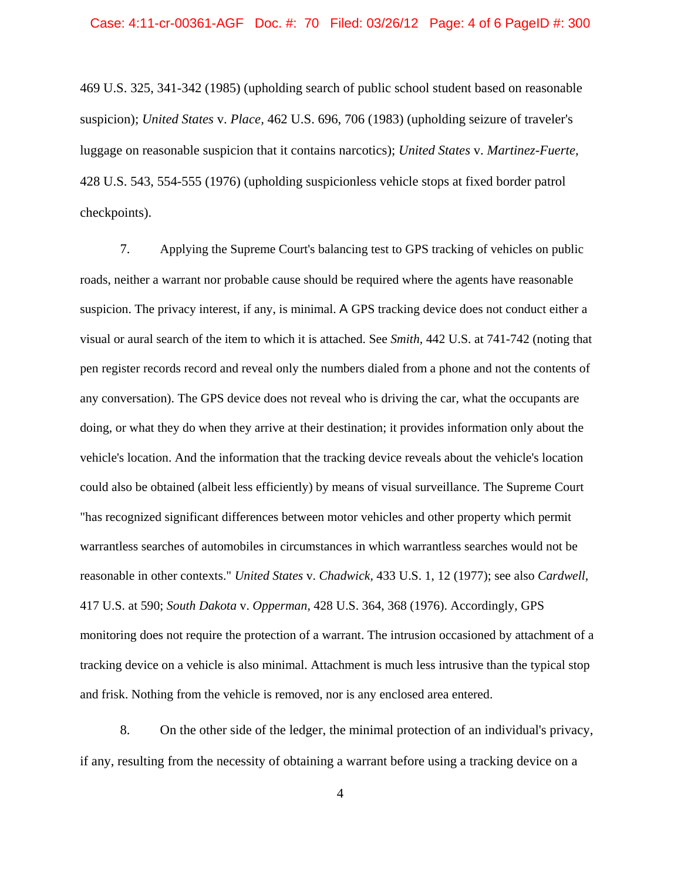469 U.S. 325, 341-342 (1985) (upholding search of public school student based on reasonable suspicion); *United States* v. *Place*, 462 U.S. 696, 706 (1983) (upholding seizure of traveler's luggage on reasonable suspicion that it contains narcotics); *United States* v. *Martinez-Fuerte*, 428 U.S. 543, 554-555 (1976) (upholding suspicionless vehicle stops at fixed border patrol checkpoints).

7. Applying the Supreme Court's balancing test to GPS tracking of vehicles on public roads, neither a warrant nor probable cause should be required where the agents have reasonable suspicion. The privacy interest, if any, is minimal. A GPS tracking device does not conduct either a visual or aural search of the item to which it is attached. See *Smith*, 442 U.S. at 741-742 (noting that pen register records record and reveal only the numbers dialed from a phone and not the contents of any conversation). The GPS device does not reveal who is driving the car, what the occupants are doing, or what they do when they arrive at their destination; it provides information only about the vehicle's location. And the information that the tracking device reveals about the vehicle's location could also be obtained (albeit less efficiently) by means of visual surveillance. The Supreme Court "has recognized significant differences between motor vehicles and other property which permit warrantless searches of automobiles in circumstances in which warrantless searches would not be reasonable in other contexts." *United States* v. *Chadwick*, 433 U.S. 1, 12 (1977); see also *Cardwell*, 417 U.S. at 590; *South Dakota* v. *Opperman*, 428 U.S. 364, 368 (1976). Accordingly, GPS monitoring does not require the protection of a warrant. The intrusion occasioned by attachment of a tracking device on a vehicle is also minimal. Attachment is much less intrusive than the typical stop and frisk. Nothing from the vehicle is removed, nor is any enclosed area entered.

8. On the other side of the ledger, the minimal protection of an individual's privacy, if any, resulting from the necessity of obtaining a warrant before using a tracking device on a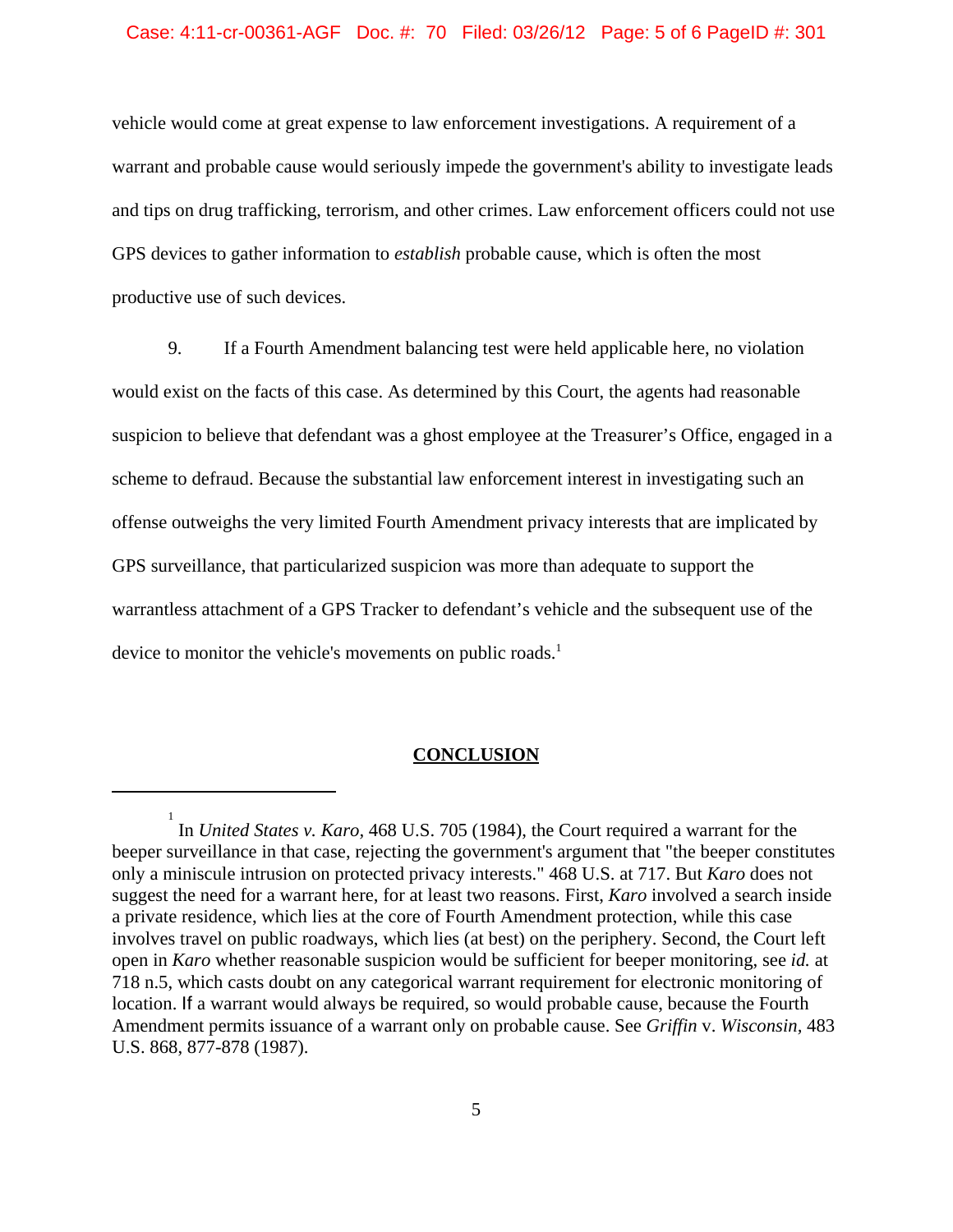vehicle would come at great expense to law enforcement investigations. A requirement of a warrant and probable cause would seriously impede the government's ability to investigate leads and tips on drug trafficking, terrorism, and other crimes. Law enforcement officers could not use GPS devices to gather information to *establish* probable cause, which is often the most productive use of such devices.

9. If a Fourth Amendment balancing test were held applicable here, no violation would exist on the facts of this case. As determined by this Court, the agents had reasonable suspicion to believe that defendant was a ghost employee at the Treasurer's Office, engaged in a scheme to defraud. Because the substantial law enforcement interest in investigating such an offense outweighs the very limited Fourth Amendment privacy interests that are implicated by GPS surveillance, that particularized suspicion was more than adequate to support the warrantless attachment of a GPS Tracker to defendant's vehicle and the subsequent use of the device to monitor the vehicle's movements on public roads.[1]

**CONCLUSION**

---

[1] In *United States v. Karo*, 468 U.S. 705 (1984), the Court required a warrant for the beeper surveillance in that case, rejecting the government's argument that "the beeper constitutes only a miniscule intrusion on protected privacy interests." 468 U.S. at 717. But *Karo* does not suggest the need for a warrant here, for at least two reasons. First, *Karo* involved a search inside a private residence, which lies at the core of Fourth Amendment protection, while this case involves travel on public roadways, which lies (at best) on the periphery. Second, the Court left open in *Karo* whether reasonable suspicion would be sufficient for beeper monitoring, see *id.* at 718 n.5, which casts doubt on any categorical warrant requirement for electronic monitoring of location. If a warrant would always be required, so would probable cause, because the Fourth Amendment permits issuance of a warrant only on probable cause. See *Griffin* v. *Wisconsin*, 483 U.S. 868, 877-878 (1987).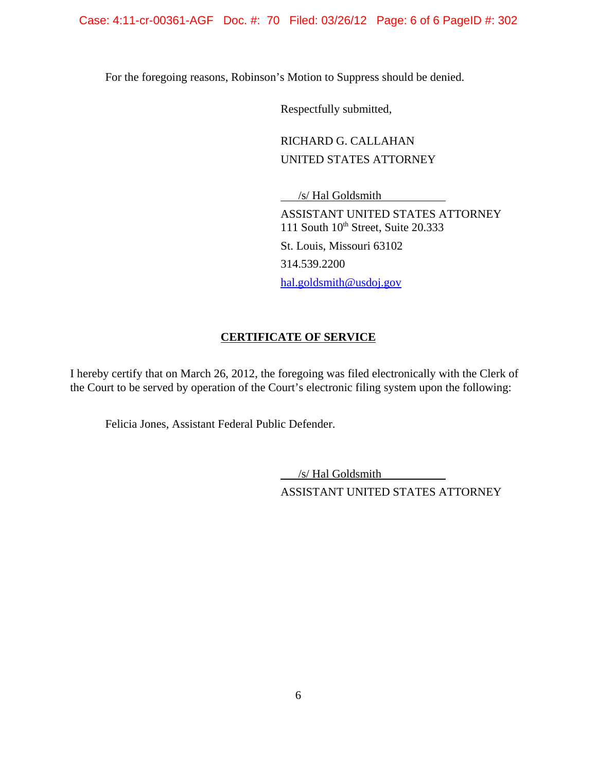For the foregoing reasons, Robinson's Motion to Suppress should be denied.

Respectfully submitted,

RICHARD G. CALLAHAN
UNITED STATES ATTORNEY

/s/ Hal Goldsmith
ASSISTANT UNITED STATES ATTORNEY
111 South 10th Street, Suite 20.333
St. Louis, Missouri 63102
314.539.2200
hal.goldsmith@usdoj.gov

## CERTIFICATE OF SERVICE

I hereby certify that on March 26, 2012, the foregoing was filed electronically with the Clerk of the Court to be served by operation of the Court's electronic filing system upon the following:

Felicia Jones, Assistant Federal Public Defender.

/s/ Hal Goldsmith
ASSISTANT UNITED STATES ATTORNEY